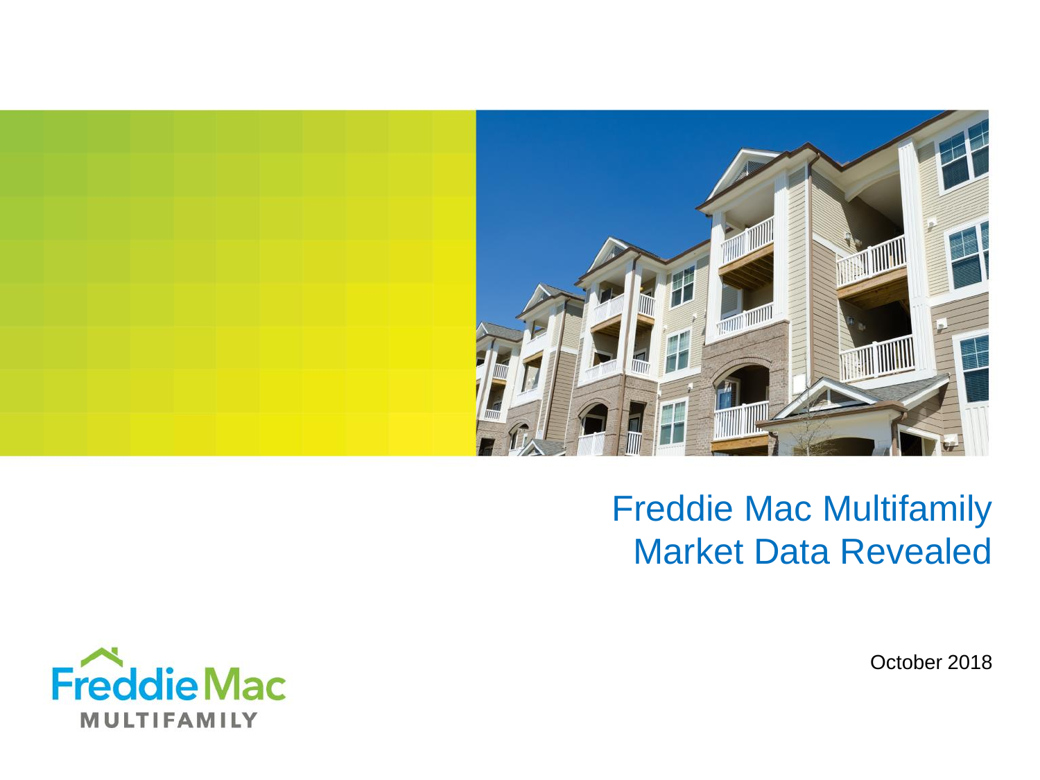# Freddie Mac Multifamily Market Data Revealed

October 2018

Freddie Mac MULTIFAMILY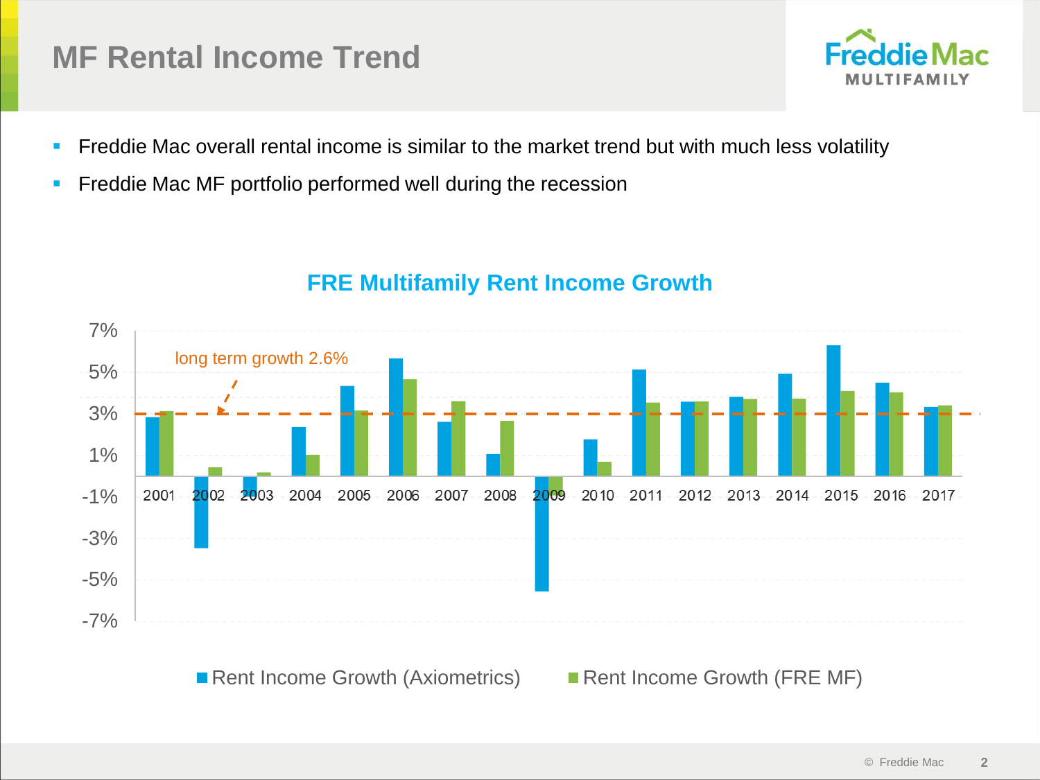# MF Rental Income Trend

- Freddie Mac overall rental income is similar to the market trend but with much less volatility
- Freddie Mac MF portfolio performed well during the recession

**FRE Multifamily Rent Income Growth**

long term growth 2.6%

Rent Income Growth (Axiometrics) | Rent Income Growth (FRE MF)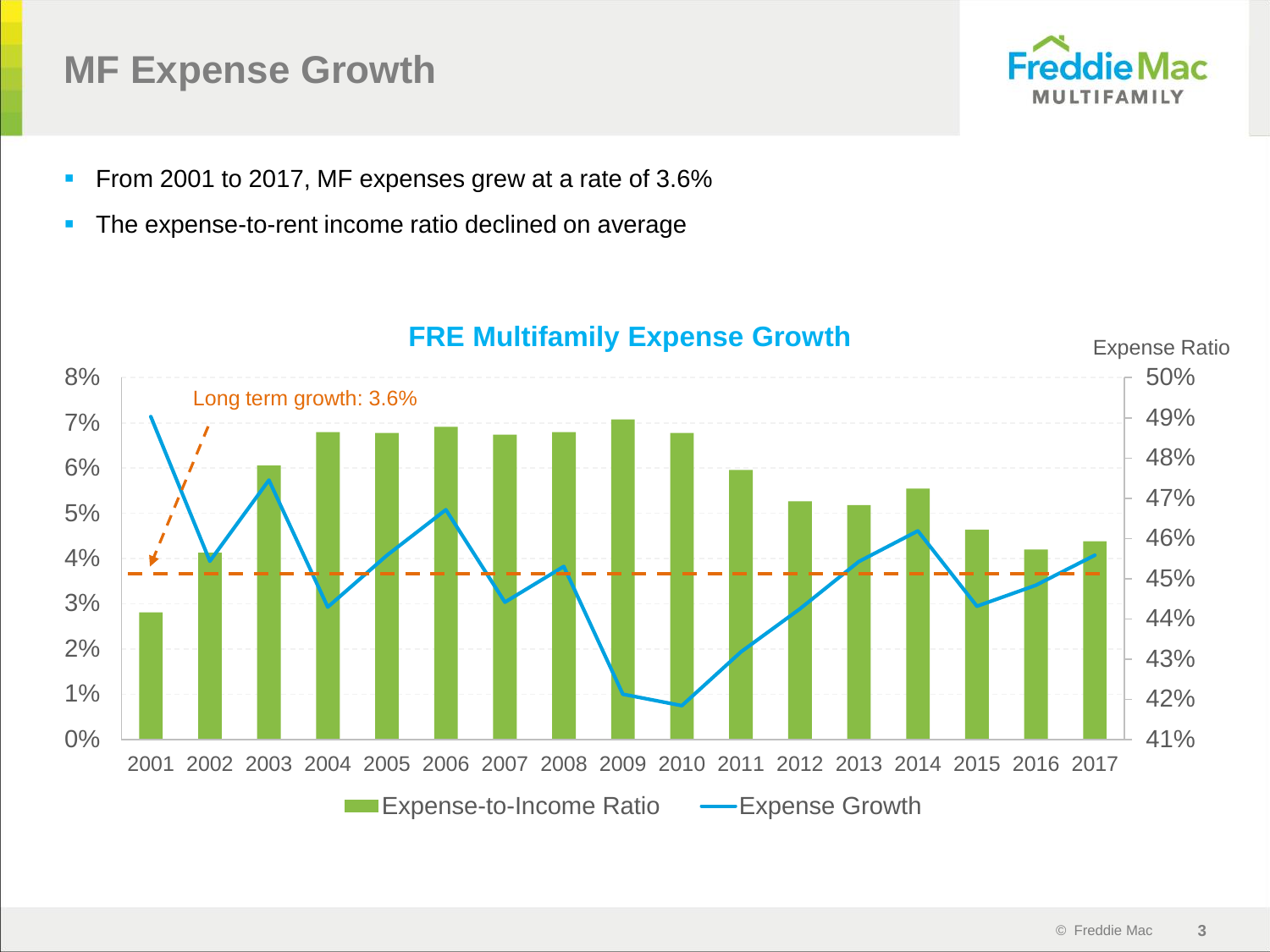# MF Expense Growth

- From 2001 to 2017, MF expenses grew at a rate of 3.6%
- The expense-to-rent income ratio declined on average

**FRE Multifamily Expense Growth**

Long term growth: 3.6%

Expense Ratio

2001 2002 2003 2004 2005 2006 2007 2008 2009 2010 2011 2012 2013 2014 2015 2016 2017

Expense-to-Income Ratio — Expense Growth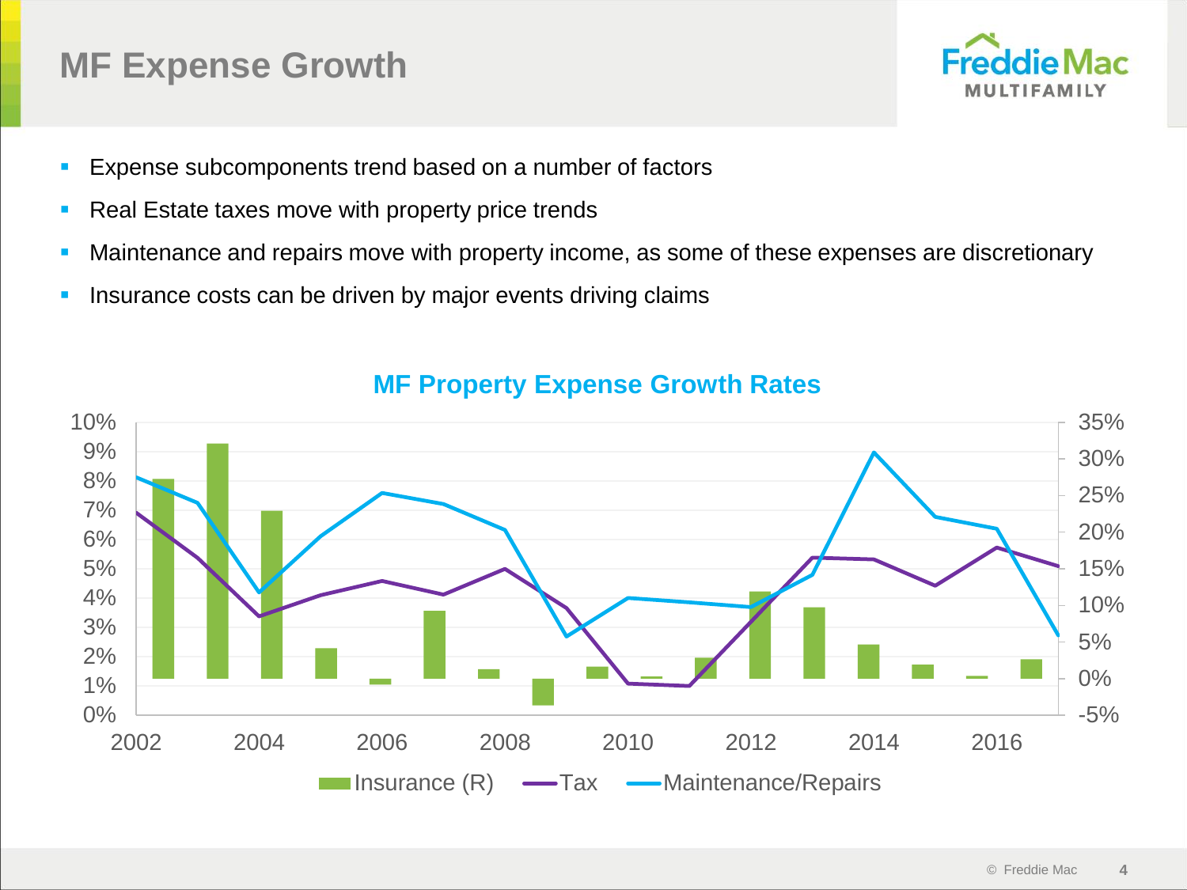# MF Expense Growth

- Expense subcomponents trend based on a number of factors
- Real Estate taxes move with property price trends
- Maintenance and repairs move with property income, as some of these expenses are discretionary
- Insurance costs can be driven by major events driving claims

**MF Property Expense Growth Rates**

Legend: Insurance (R), Tax, Maintenance/Repairs

Left axis: 0% to 10%; right axis: -5% to 35%; x-axis: 2002 to 2016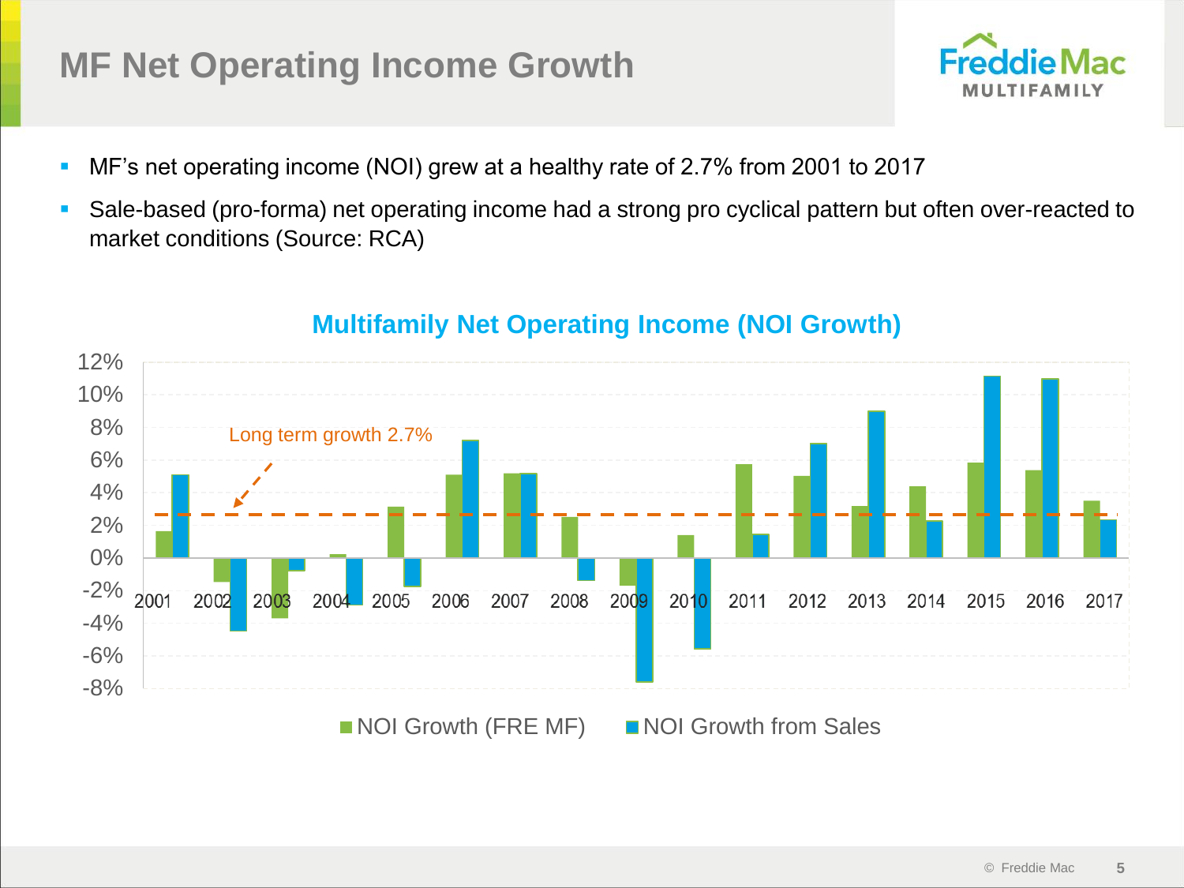# MF Net Operating Income Growth

- MF's net operating income (NOI) grew at a healthy rate of 2.7% from 2001 to 2017
- Sale-based (pro-forma) net operating income had a strong pro cyclical pattern but often over-reacted to market conditions (Source: RCA)

**Multifamily Net Operating Income (NOI Growth)**

Long term growth 2.7%

NOI Growth (FRE MF) | NOI Growth from Sales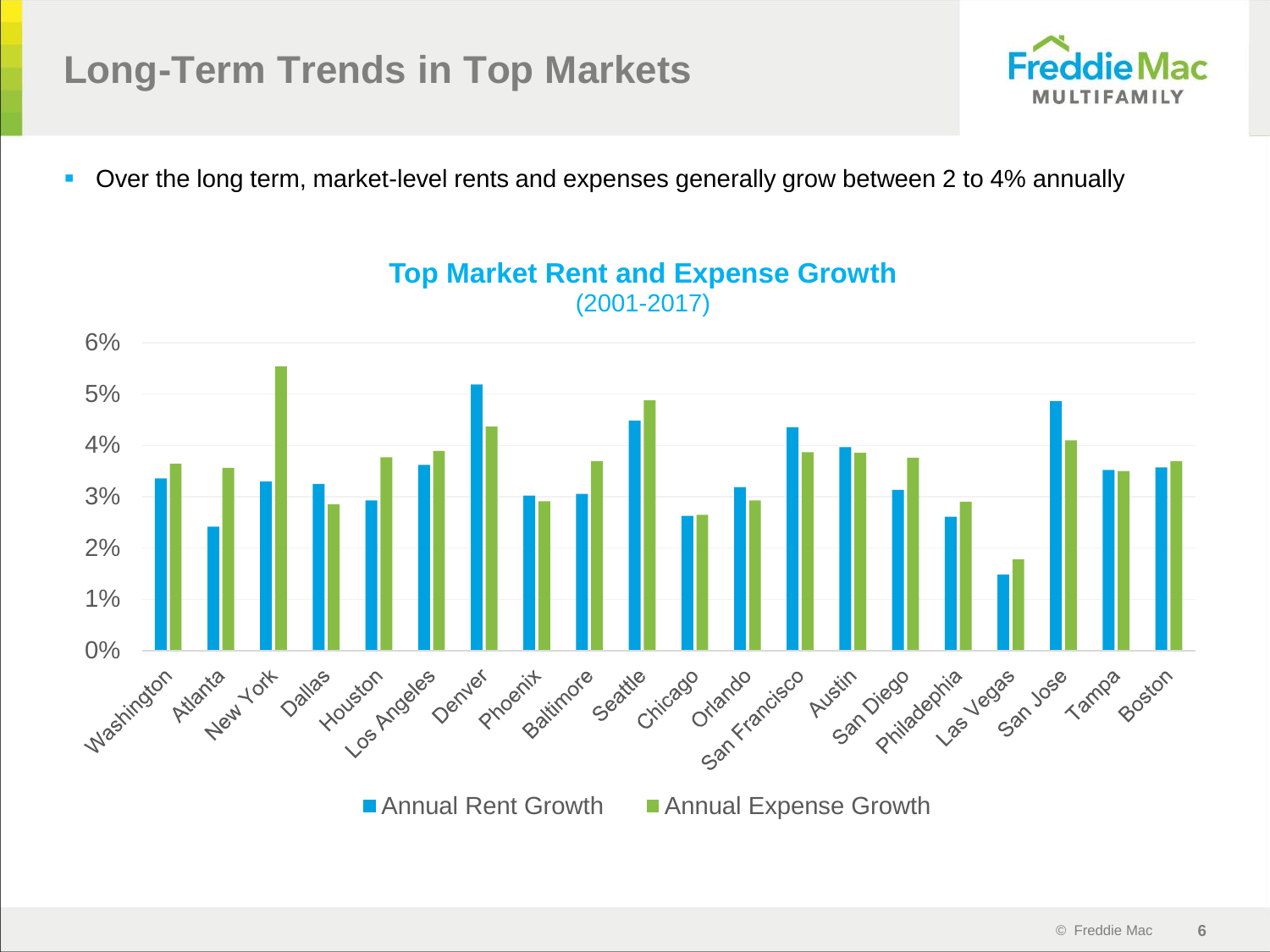# Long-Term Trends in Top Markets

- Over the long term, market-level rents and expenses generally grow between 2 to 4% annually

**Top Market Rent and Expense Growth**
(2001-2017)

| Market | Annual Rent Growth | Annual Expense Growth |
|---|---|---|
| Washington | 3.3% | 3.6% |
| Atlanta | 2.4% | 3.5% |
| New York | 3.3% | 5.5% |
| Dallas | 3.2% | 2.8% |
| Houston | 2.9% | 3.7% |
| Los Angeles | 3.6% | 3.9% |
| Denver | 5.2% | 4.3% |
| Phoenix | 3.0% | 2.9% |
| Baltimore | 3.0% | 3.7% |
| Seattle | 4.5% | 4.9% |
| Chicago | 2.6% | 2.6% |
| Orlando | 3.2% | 2.9% |
| San Francisco | 4.3% | 3.8% |
| Austin | 4.0% | 3.8% |
| San Diego | 3.1% | 3.7% |
| Philadelphia | 2.6% | 2.9% |
| Las Vegas | 1.5% | 1.8% |
| San Jose | 4.9% | 4.1% |
| Tampa | 3.5% | 3.5% |
| Boston | 3.6% | 3.7% |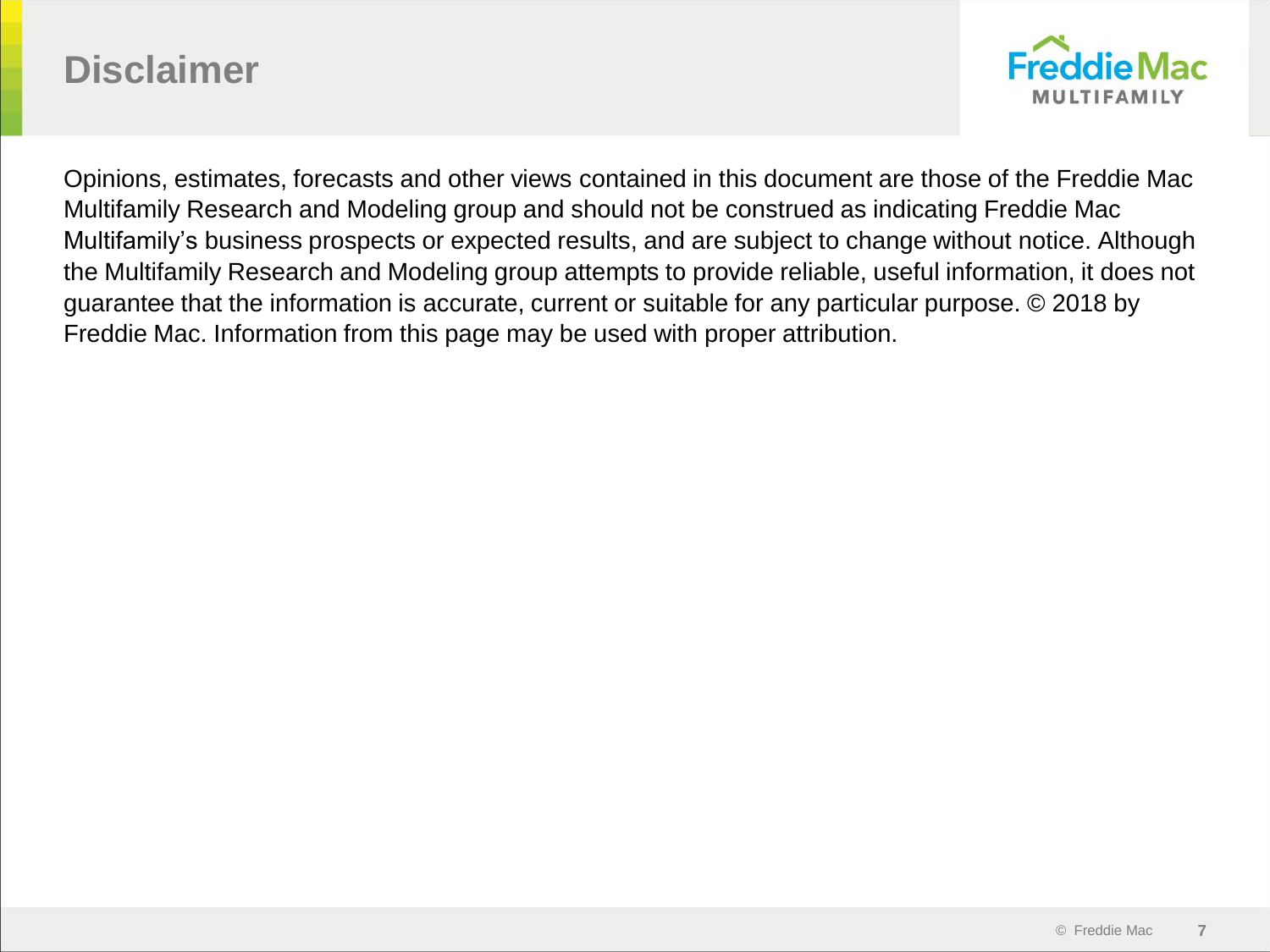# Disclaimer

Opinions, estimates, forecasts and other views contained in this document are those of the Freddie Mac Multifamily Research and Modeling group and should not be construed as indicating Freddie Mac Multifamily's business prospects or expected results, and are subject to change without notice. Although the Multifamily Research and Modeling group attempts to provide reliable, useful information, it does not guarantee that the information is accurate, current or suitable for any particular purpose. © 2018 by Freddie Mac. Information from this page may be used with proper attribution.